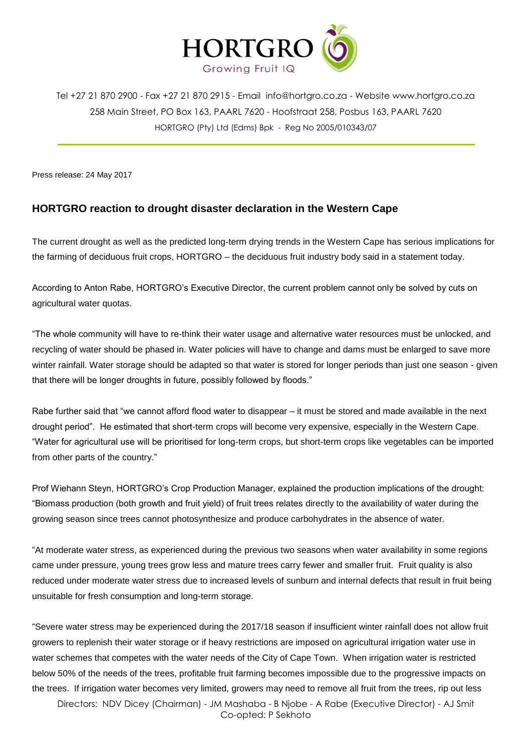Tel +27 21 870 2900 - Fax +27 21 870 2915 - Email info@hortgro.co.za - Website www.hortgro.co.za
258 Main Street, PO Box 163, PAARL 7620 - Hoofstraat 258, Posbus 163, PAARL 7620
HORTGRO (Pty) Ltd (Edms) Bpk - Reg No 2005/010343/07

Press release: 24 May 2017

## HORTGRO reaction to drought disaster declaration in the Western Cape

The current drought as well as the predicted long-term drying trends in the Western Cape has serious implications for the farming of deciduous fruit crops, HORTGRO – the deciduous fruit industry body said in a statement today.

According to Anton Rabe, HORTGRO's Executive Director, the current problem cannot only be solved by cuts on agricultural water quotas.

"The whole community will have to re-think their water usage and alternative water resources must be unlocked, and recycling of water should be phased in. Water policies will have to change and dams must be enlarged to save more winter rainfall. Water storage should be adapted so that water is stored for longer periods than just one season - given that there will be longer droughts in future, possibly followed by floods."

Rabe further said that "we cannot afford flood water to disappear – it must be stored and made available in the next drought period". He estimated that short-term crops will become very expensive, especially in the Western Cape. "Water for agricultural use will be prioritised for long-term crops, but short-term crops like vegetables can be imported from other parts of the country."

Prof Wiehann Steyn, HORTGRO's Crop Production Manager, explained the production implications of the drought: "Biomass production (both growth and fruit yield) of fruit trees relates directly to the availability of water during the growing season since trees cannot photosynthesize and produce carbohydrates in the absence of water.

"At moderate water stress, as experienced during the previous two seasons when water availability in some regions came under pressure, young trees grow less and mature trees carry fewer and smaller fruit. Fruit quality is also reduced under moderate water stress due to increased levels of sunburn and internal defects that result in fruit being unsuitable for fresh consumption and long-term storage.

"Severe water stress may be experienced during the 2017/18 season if insufficient winter rainfall does not allow fruit growers to replenish their water storage or if heavy restrictions are imposed on agricultural irrigation water use in water schemes that competes with the water needs of the City of Cape Town. When irrigation water is restricted below 50% of the needs of the trees, profitable fruit farming becomes impossible due to the progressive impacts on the trees. If irrigation water becomes very limited, growers may need to remove all fruit from the trees, rip out less

Directors: NDV Dicey (Chairman) - JM Mashaba - B Njobe - A Rabe (Executive Director) - AJ Smit
Co-opted: P Sekhoto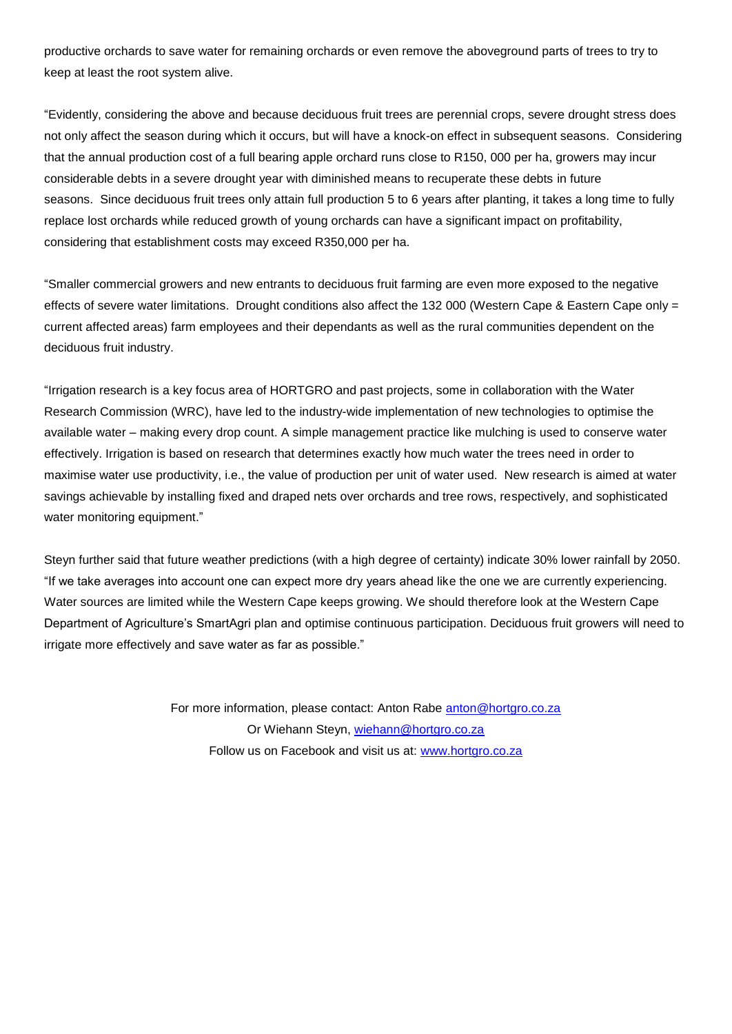productive orchards to save water for remaining orchards or even remove the aboveground parts of trees to try to keep at least the root system alive.

"Evidently, considering the above and because deciduous fruit trees are perennial crops, severe drought stress does not only affect the season during which it occurs, but will have a knock-on effect in subsequent seasons. Considering that the annual production cost of a full bearing apple orchard runs close to R150, 000 per ha, growers may incur considerable debts in a severe drought year with diminished means to recuperate these debts in future seasons. Since deciduous fruit trees only attain full production 5 to 6 years after planting, it takes a long time to fully replace lost orchards while reduced growth of young orchards can have a significant impact on profitability, considering that establishment costs may exceed R350,000 per ha.

"Smaller commercial growers and new entrants to deciduous fruit farming are even more exposed to the negative effects of severe water limitations. Drought conditions also affect the 132 000 (Western Cape & Eastern Cape only = current affected areas) farm employees and their dependants as well as the rural communities dependent on the deciduous fruit industry.

"Irrigation research is a key focus area of HORTGRO and past projects, some in collaboration with the Water Research Commission (WRC), have led to the industry-wide implementation of new technologies to optimise the available water – making every drop count. A simple management practice like mulching is used to conserve water effectively. Irrigation is based on research that determines exactly how much water the trees need in order to maximise water use productivity, i.e., the value of production per unit of water used. New research is aimed at water savings achievable by installing fixed and draped nets over orchards and tree rows, respectively, and sophisticated water monitoring equipment."

Steyn further said that future weather predictions (with a high degree of certainty) indicate 30% lower rainfall by 2050. "If we take averages into account one can expect more dry years ahead like the one we are currently experiencing. Water sources are limited while the Western Cape keeps growing. We should therefore look at the Western Cape Department of Agriculture's SmartAgri plan and optimise continuous participation. Deciduous fruit growers will need to irrigate more effectively and save water as far as possible."

For more information, please contact: Anton Rabe anton@hortgro.co.za
Or Wiehann Steyn, wiehann@hortgro.co.za
Follow us on Facebook and visit us at: www.hortgro.co.za